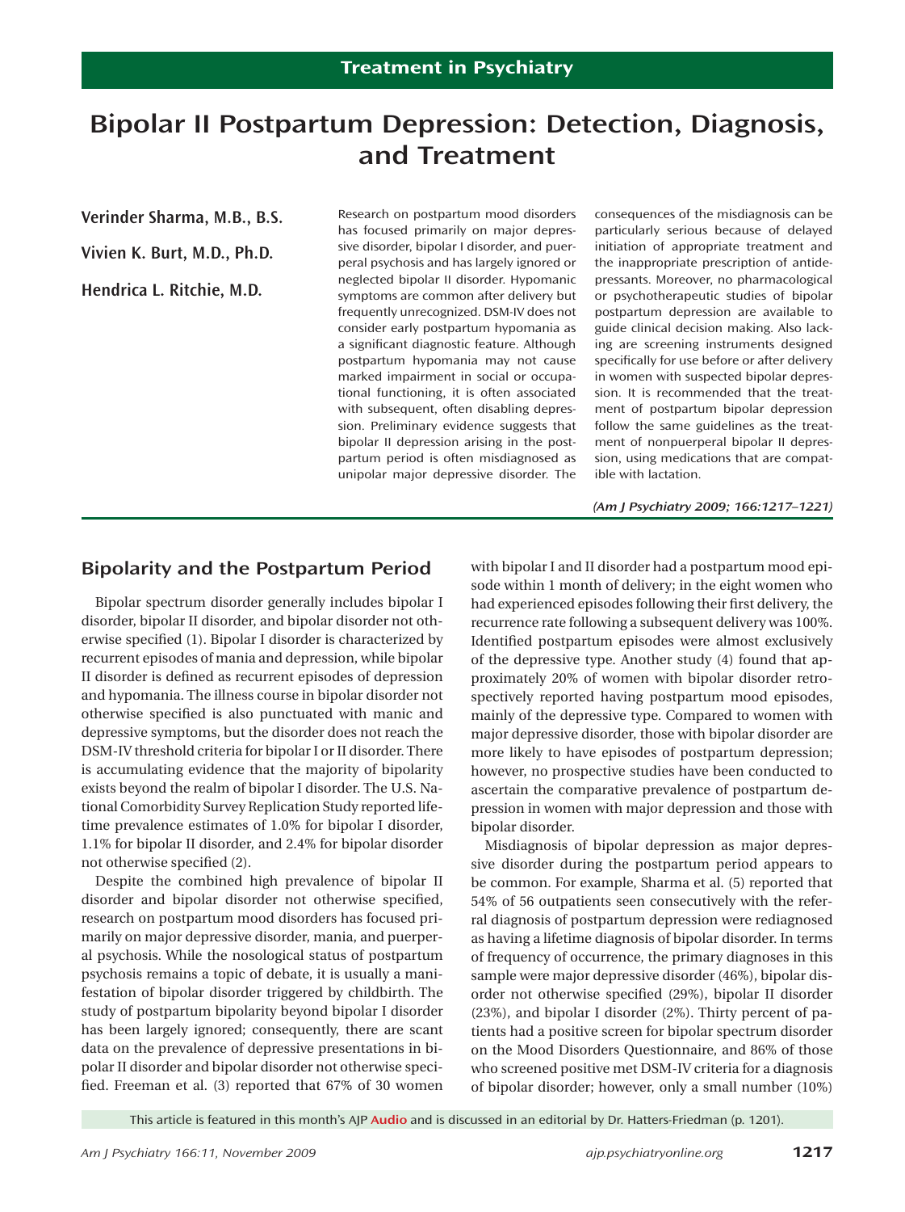Treatment in Psychiatry

# Bipolar II Postpartum Depression: Detection, Diagnosis, and Treatment

**Verinder Sharma, M.B., B.S.**

**Vivien K. Burt, M.D., Ph.D.**

**Hendrica L. Ritchie, M.D.**

Research on postpartum mood disorders has focused primarily on major depressive disorder, bipolar I disorder, and puerperal psychosis and has largely ignored or neglected bipolar II disorder. Hypomanic symptoms are common after delivery but frequently unrecognized. DSM-IV does not consider early postpartum hypomania as a significant diagnostic feature. Although postpartum hypomania may not cause marked impairment in social or occupational functioning, it is often associated with subsequent, often disabling depression. Preliminary evidence suggests that bipolar II depression arising in the postpartum period is often misdiagnosed as unipolar major depressive disorder. The consequences of the misdiagnosis can be particularly serious because of delayed initiation of appropriate treatment and the inappropriate prescription of antidepressants. Moreover, no pharmacological or psychotherapeutic studies of bipolar postpartum depression are available to guide clinical decision making. Also lacking are screening instruments designed specifically for use before or after delivery in women with suspected bipolar depression. It is recommended that the treatment of postpartum bipolar depression follow the same guidelines as the treatment of nonpuerperal bipolar II depression, using medications that are compatible with lactation.

*(Am J Psychiatry 2009; 166:1217–1221)*

## Bipolarity and the Postpartum Period

Bipolar spectrum disorder generally includes bipolar I disorder, bipolar II disorder, and bipolar disorder not otherwise specified (1). Bipolar I disorder is characterized by recurrent episodes of mania and depression, while bipolar II disorder is defined as recurrent episodes of depression and hypomania. The illness course in bipolar disorder not otherwise specified is also punctuated with manic and depressive symptoms, but the disorder does not reach the DSM-IV threshold criteria for bipolar I or II disorder. There is accumulating evidence that the majority of bipolarity exists beyond the realm of bipolar I disorder. The U.S. National Comorbidity Survey Replication Study reported lifetime prevalence estimates of 1.0% for bipolar I disorder, 1.1% for bipolar II disorder, and 2.4% for bipolar disorder not otherwise specified (2).

Despite the combined high prevalence of bipolar II disorder and bipolar disorder not otherwise specified, research on postpartum mood disorders has focused primarily on major depressive disorder, mania, and puerperal psychosis. While the nosological status of postpartum psychosis remains a topic of debate, it is usually a manifestation of bipolar disorder triggered by childbirth. The study of postpartum bipolarity beyond bipolar I disorder has been largely ignored; consequently, there are scant data on the prevalence of depressive presentations in bipolar II disorder and bipolar disorder not otherwise specified. Freeman et al. (3) reported that 67% of 30 women with bipolar I and II disorder had a postpartum mood episode within 1 month of delivery; in the eight women who had experienced episodes following their first delivery, the recurrence rate following a subsequent delivery was 100%. Identified postpartum episodes were almost exclusively of the depressive type. Another study (4) found that approximately 20% of women with bipolar disorder retrospectively reported having postpartum mood episodes, mainly of the depressive type. Compared to women with major depressive disorder, those with bipolar disorder are more likely to have episodes of postpartum depression; however, no prospective studies have been conducted to ascertain the comparative prevalence of postpartum depression in women with major depression and those with bipolar disorder.

Misdiagnosis of bipolar depression as major depressive disorder during the postpartum period appears to be common. For example, Sharma et al. (5) reported that 54% of 56 outpatients seen consecutively with the referral diagnosis of postpartum depression were rediagnosed as having a lifetime diagnosis of bipolar disorder. In terms of frequency of occurrence, the primary diagnoses in this sample were major depressive disorder (46%), bipolar disorder not otherwise specified (29%), bipolar II disorder (23%), and bipolar I disorder (2%). Thirty percent of patients had a positive screen for bipolar spectrum disorder on the Mood Disorders Questionnaire, and 86% of those who screened positive met DSM-IV criteria for a diagnosis of bipolar disorder; however, only a small number (10%)

This article is featured in this month's AJP Audio and is discussed in an editorial by Dr. Hatters-Friedman (p. 1201).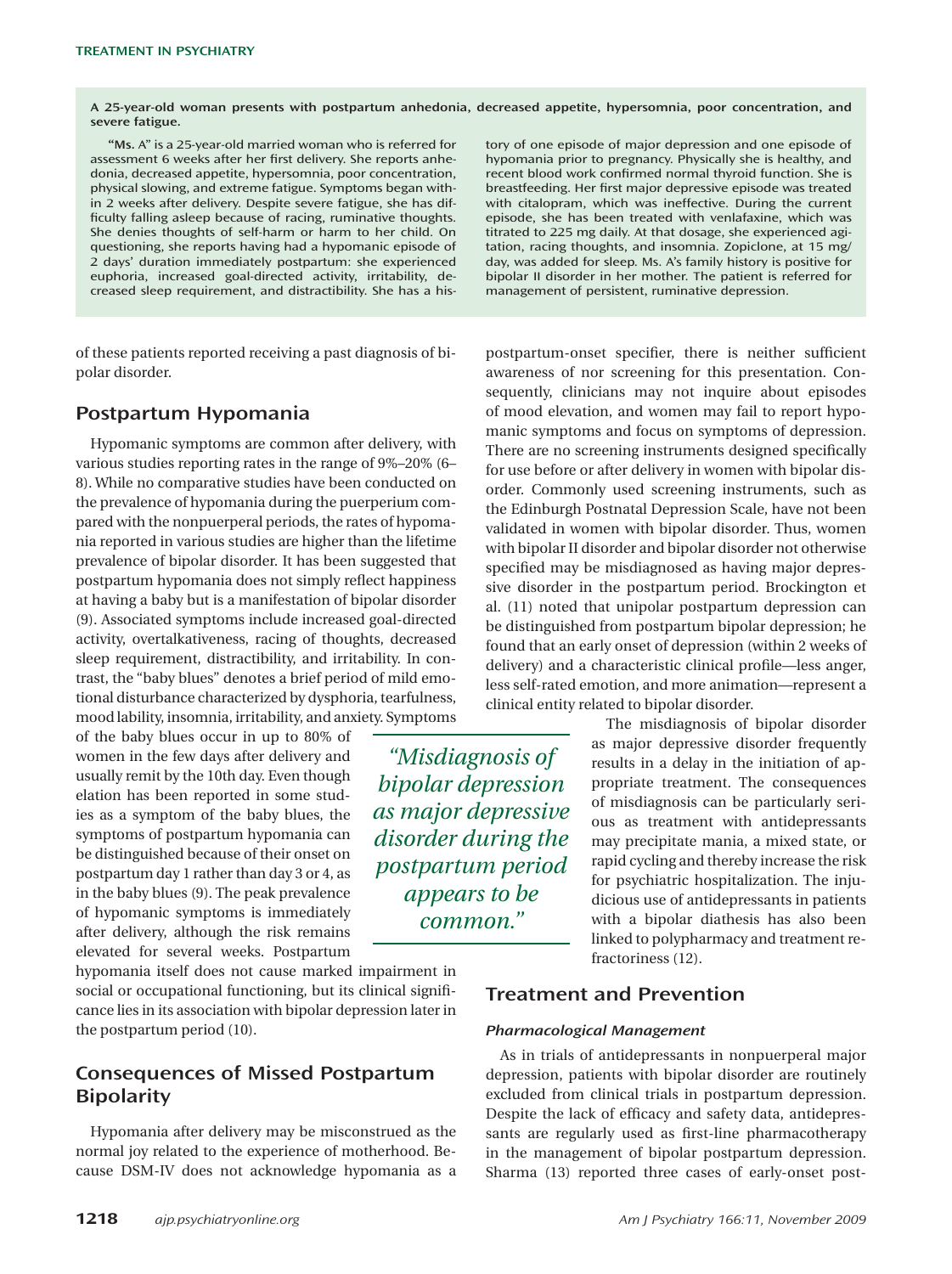**A 25-year-old woman presents with postpartum anhedonia, decreased appetite, hypersomnia, poor concentration, and severe fatigue.**

**"Ms.** A" is a 25-year-old married woman who is referred for assessment 6 weeks after her first delivery. She reports anhedonia, decreased appetite, hypersomnia, poor concentration, physical slowing, and extreme fatigue. Symptoms began within 2 weeks after delivery. Despite severe fatigue, she has difficulty falling asleep because of racing, ruminative thoughts. She denies thoughts of self-harm or harm to her child. On questioning, she reports having had a hypomanic episode of 2 days' duration immediately postpartum: she experienced euphoria, increased goal-directed activity, irritability, decreased sleep requirement, and distractibility. She has a history of one episode of major depression and one episode of hypomania prior to pregnancy. Physically she is healthy, and recent blood work confirmed normal thyroid function. She is breastfeeding. Her first major depressive episode was treated with citalopram, which was ineffective. During the current episode, she has been treated with venlafaxine, which was titrated to 225 mg daily. At that dosage, she experienced agitation, racing thoughts, and insomnia. Zopiclone, at 15 mg/day, was added for sleep. Ms. A's family history is positive for bipolar II disorder in her mother. The patient is referred for management of persistent, ruminative depression.

of these patients reported receiving a past diagnosis of bipolar disorder.

## Postpartum Hypomania

Hypomanic symptoms are common after delivery, with various studies reporting rates in the range of 9%–20% (6–8). While no comparative studies have been conducted on the prevalence of hypomania during the puerperium compared with the nonpuerperal periods, the rates of hypomania reported in various studies are higher than the lifetime prevalence of bipolar disorder. It has been suggested that postpartum hypomania does not simply reflect happiness at having a baby but is a manifestation of bipolar disorder (9). Associated symptoms include increased goal-directed activity, overtalkativeness, racing of thoughts, decreased sleep requirement, distractibility, and irritability. In contrast, the "baby blues" denotes a brief period of mild emotional disturbance characterized by dysphoria, tearfulness, mood lability, insomnia, irritability, and anxiety. Symptoms of the baby blues occur in up to 80% of women in the few days after delivery and usually remit by the 10th day. Even though elation has been reported in some studies as a symptom of the baby blues, the symptoms of postpartum hypomania can be distinguished because of their onset on postpartum day 1 rather than day 3 or 4, as in the baby blues (9). The peak prevalence of hypomanic symptoms is immediately after delivery, although the risk remains elevated for several weeks. Postpartum hypomania itself does not cause marked impairment in social or occupational functioning, but its clinical significance lies in its association with bipolar depression later in the postpartum period (10).

## Consequences of Missed Postpartum Bipolarity

Hypomania after delivery may be misconstrued as the normal joy related to the experience of motherhood. Because DSM-IV does not acknowledge hypomania as a postpartum-onset specifier, there is neither sufficient awareness of nor screening for this presentation. Consequently, clinicians may not inquire about episodes of mood elevation, and women may fail to report hypomanic symptoms and focus on symptoms of depression. There are no screening instruments designed specifically for use before or after delivery in women with bipolar disorder. Commonly used screening instruments, such as the Edinburgh Postnatal Depression Scale, have not been validated in women with bipolar disorder. Thus, women with bipolar II disorder and bipolar disorder not otherwise specified may be misdiagnosed as having major depressive disorder in the postpartum period. Brockington et al. (11) noted that unipolar postpartum depression can be distinguished from postpartum bipolar depression; he found that an early onset of depression (within 2 weeks of delivery) and a characteristic clinical profile—less anger, less self-rated emotion, and more animation—represent a clinical entity related to bipolar disorder.

*"Misdiagnosis of bipolar depression as major depressive disorder during the postpartum period appears to be common."*

The misdiagnosis of bipolar disorder as major depressive disorder frequently results in a delay in the initiation of appropriate treatment. The consequences of misdiagnosis can be particularly serious as treatment with antidepressants may precipitate mania, a mixed state, or rapid cycling and thereby increase the risk for psychiatric hospitalization. The injudicious use of antidepressants in patients with a bipolar diathesis has also been linked to polypharmacy and treatment refractoriness (12).

## Treatment and Prevention

### *Pharmacological Management*

As in trials of antidepressants in nonpuerperal major depression, patients with bipolar disorder are routinely excluded from clinical trials in postpartum depression. Despite the lack of efficacy and safety data, antidepressants are regularly used as first-line pharmacotherapy in the management of bipolar postpartum depression. Sharma (13) reported three cases of early-onset post-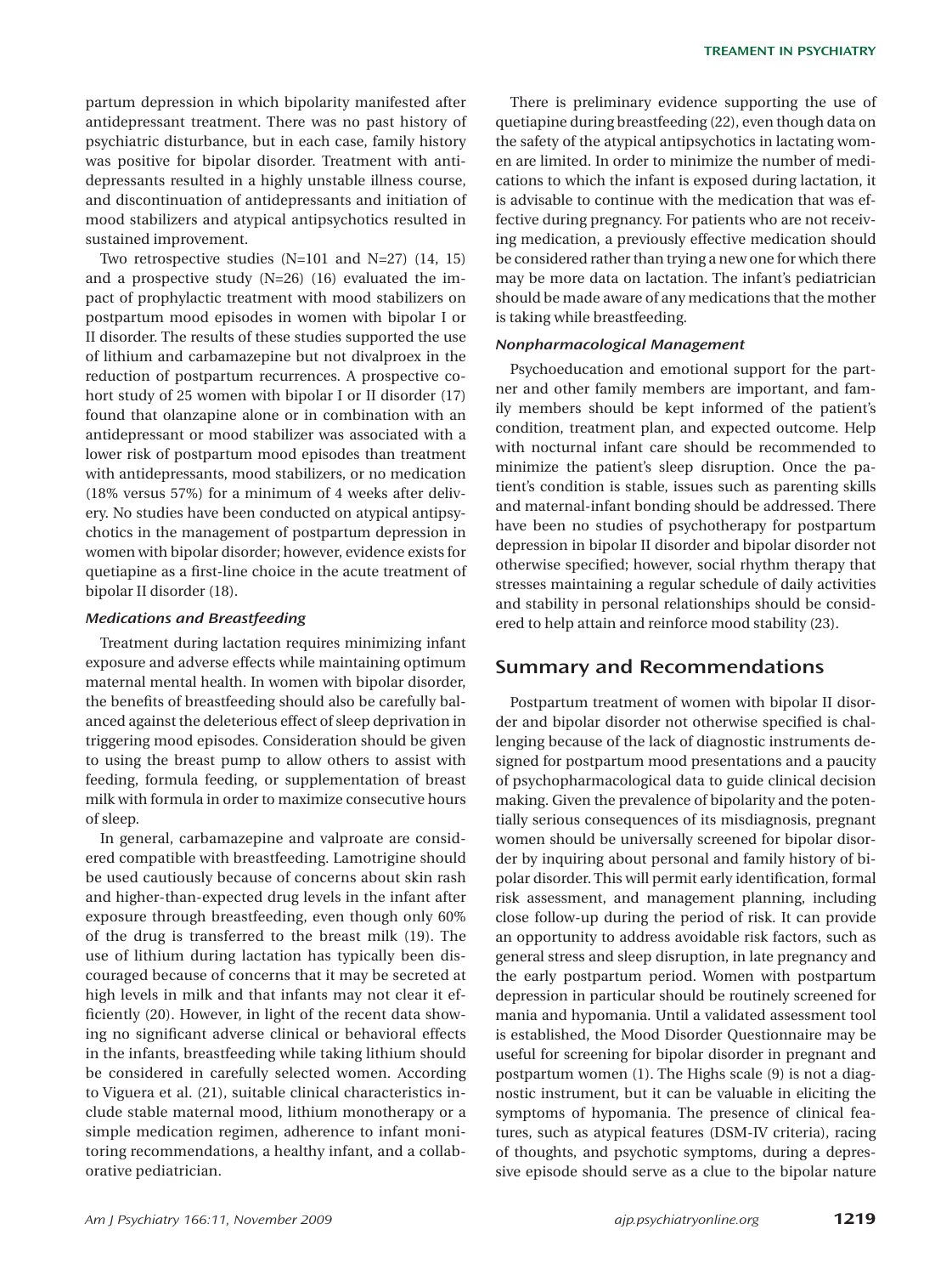partum depression in which bipolarity manifested after antidepressant treatment. There was no past history of psychiatric disturbance, but in each case, family history was positive for bipolar disorder. Treatment with antidepressants resulted in a highly unstable illness course, and discontinuation of antidepressants and initiation of mood stabilizers and atypical antipsychotics resulted in sustained improvement.

Two retrospective studies (N=101 and N=27) (14, 15) and a prospective study (N=26) (16) evaluated the impact of prophylactic treatment with mood stabilizers on postpartum mood episodes in women with bipolar I or II disorder. The results of these studies supported the use of lithium and carbamazepine but not divalproex in the reduction of postpartum recurrences. A prospective cohort study of 25 women with bipolar I or II disorder (17) found that olanzapine alone or in combination with an antidepressant or mood stabilizer was associated with a lower risk of postpartum mood episodes than treatment with antidepressants, mood stabilizers, or no medication (18% versus 57%) for a minimum of 4 weeks after delivery. No studies have been conducted on atypical antipsychotics in the management of postpartum depression in women with bipolar disorder; however, evidence exists for quetiapine as a first-line choice in the acute treatment of bipolar II disorder (18).

### *Medications and Breastfeeding*

Treatment during lactation requires minimizing infant exposure and adverse effects while maintaining optimum maternal mental health. In women with bipolar disorder, the benefits of breastfeeding should also be carefully balanced against the deleterious effect of sleep deprivation in triggering mood episodes. Consideration should be given to using the breast pump to allow others to assist with feeding, formula feeding, or supplementation of breast milk with formula in order to maximize consecutive hours of sleep.

In general, carbamazepine and valproate are considered compatible with breastfeeding. Lamotrigine should be used cautiously because of concerns about skin rash and higher-than-expected drug levels in the infant after exposure through breastfeeding, even though only 60% of the drug is transferred to the breast milk (19). The use of lithium during lactation has typically been discouraged because of concerns that it may be secreted at high levels in milk and that infants may not clear it efficiently (20). However, in light of the recent data showing no significant adverse clinical or behavioral effects in the infants, breastfeeding while taking lithium should be considered in carefully selected women. According to Viguera et al. (21), suitable clinical characteristics include stable maternal mood, lithium monotherapy or a simple medication regimen, adherence to infant monitoring recommendations, a healthy infant, and a collaborative pediatrician.

There is preliminary evidence supporting the use of quetiapine during breastfeeding (22), even though data on the safety of the atypical antipsychotics in lactating women are limited. In order to minimize the number of medications to which the infant is exposed during lactation, it is advisable to continue with the medication that was effective during pregnancy. For patients who are not receiving medication, a previously effective medication should be considered rather than trying a new one for which there may be more data on lactation. The infant's pediatrician should be made aware of any medications that the mother is taking while breastfeeding.

### *Nonpharmacological Management*

Psychoeducation and emotional support for the partner and other family members are important, and family members should be kept informed of the patient's condition, treatment plan, and expected outcome. Help with nocturnal infant care should be recommended to minimize the patient's sleep disruption. Once the patient's condition is stable, issues such as parenting skills and maternal-infant bonding should be addressed. There have been no studies of psychotherapy for postpartum depression in bipolar II disorder and bipolar disorder not otherwise specified; however, social rhythm therapy that stresses maintaining a regular schedule of daily activities and stability in personal relationships should be considered to help attain and reinforce mood stability (23).

## Summary and Recommendations

Postpartum treatment of women with bipolar II disorder and bipolar disorder not otherwise specified is challenging because of the lack of diagnostic instruments designed for postpartum mood presentations and a paucity of psychopharmacological data to guide clinical decision making. Given the prevalence of bipolarity and the potentially serious consequences of its misdiagnosis, pregnant women should be universally screened for bipolar disorder by inquiring about personal and family history of bipolar disorder. This will permit early identification, formal risk assessment, and management planning, including close follow-up during the period of risk. It can provide an opportunity to address avoidable risk factors, such as general stress and sleep disruption, in late pregnancy and the early postpartum period. Women with postpartum depression in particular should be routinely screened for mania and hypomania. Until a validated assessment tool is established, the Mood Disorder Questionnaire may be useful for screening for bipolar disorder in pregnant and postpartum women (1). The Highs scale (9) is not a diagnostic instrument, but it can be valuable in eliciting the symptoms of hypomania. The presence of clinical features, such as atypical features (DSM-IV criteria), racing of thoughts, and psychotic symptoms, during a depressive episode should serve as a clue to the bipolar nature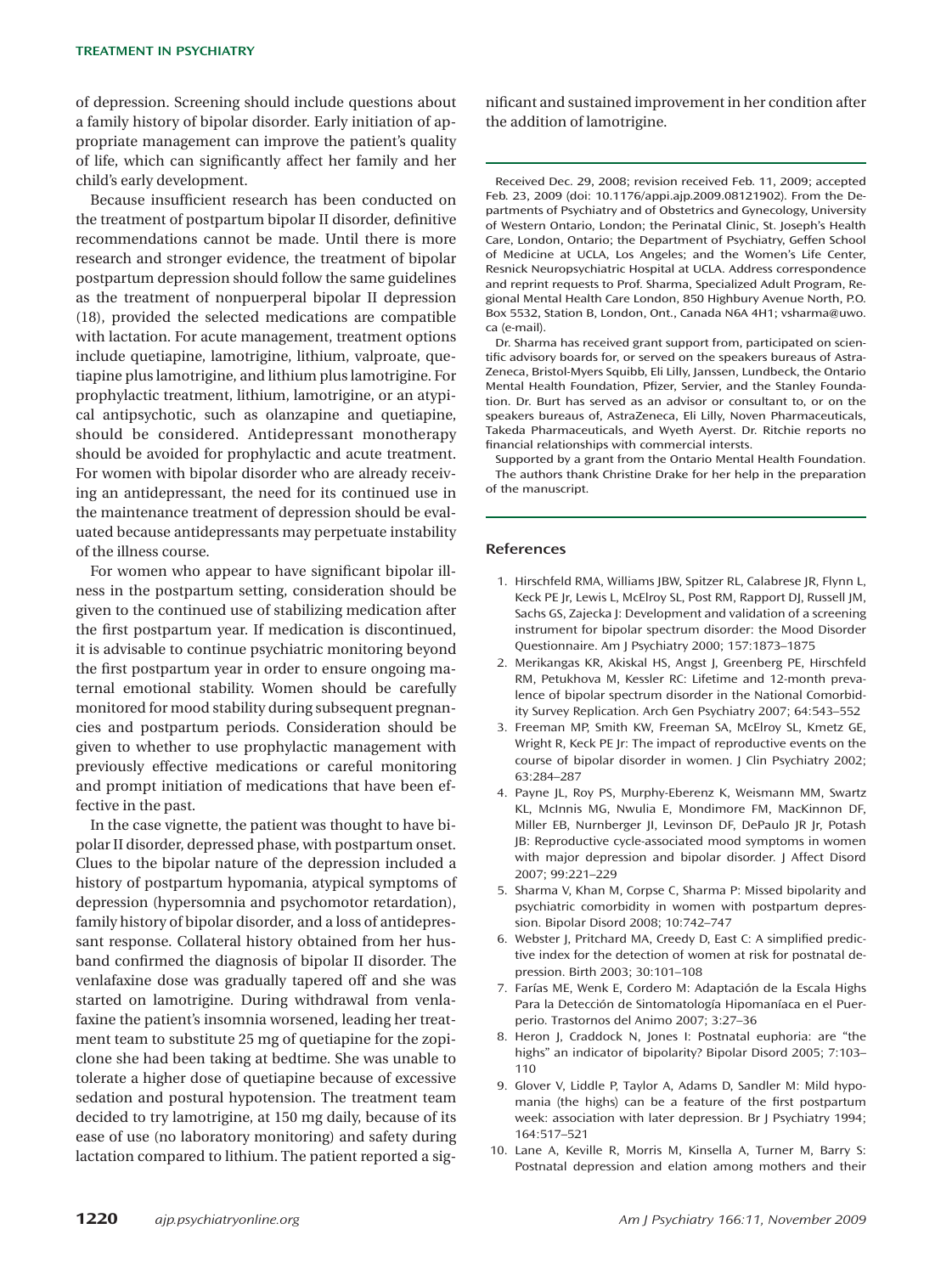of depression. Screening should include questions about a family history of bipolar disorder. Early initiation of appropriate management can improve the patient's quality of life, which can significantly affect her family and her child's early development.

Because insufficient research has been conducted on the treatment of postpartum bipolar II depression, definitive recommendations cannot be made. Until there is more research and stronger evidence, the treatment of bipolar postpartum depression should follow the same guidelines as the treatment of nonpuerperal bipolar II depression (18), provided the selected medications are compatible with lactation. For acute management, treatment options include quetiapine, lamotrigine, lithium, valproate, quetiapine plus lamotrigine, and lithium plus lamotrigine. For prophylactic treatment, lithium, lamotrigine, or an atypical antipsychotic, such as olanzapine and quetiapine, should be considered. Antidepressant monotherapy should be avoided for prophylactic and acute treatment. For women with bipolar disorder who are already receiving an antidepressant, the need for its continued use in the maintenance treatment of depression should be evaluated because antidepressants may perpetuate instability of the illness course.

For women who appear to have significant bipolar illness in the postpartum setting, consideration should be given to the continued use of stabilizing medication after the first postpartum year. If medication is discontinued, it is advisable to continue psychiatric monitoring beyond the first postpartum year in order to ensure ongoing maternal emotional stability. Women should be carefully monitored for mood stability during subsequent pregnancies and postpartum periods. Consideration should be given to whether to use prophylactic management with previously effective medications or careful monitoring and prompt initiation of medications that have been effective in the past.

In the case vignette, the patient was thought to have bipolar II disorder, depressed phase, with postpartum onset. Clues to the bipolar nature of the depression included a history of postpartum hypomania, atypical symptoms of depression (hypersomnia and psychomotor retardation), family history of bipolar disorder, and a loss of antidepressant response. Collateral history obtained from her husband confirmed the diagnosis of bipolar II disorder. The venlafaxine dose was gradually tapered off and she was started on lamotrigine. During withdrawal from venlafaxine the patient's insomnia worsened, leading her treatment team to substitute 25 mg of quetiapine for the zopiclone she had been taking at bedtime. She was unable to tolerate a higher dose of quetiapine because of excessive sedation and postural hypotension. The treatment team decided to try lamotrigine, at 150 mg daily, because of its ease of use (no laboratory monitoring) and safety during lactation compared to lithium. The patient reported a significant and sustained improvement in her condition after the addition of lamotrigine.

---

Received Dec. 29, 2008; revision received Feb. 11, 2009; accepted Feb. 23, 2009 (doi: 10.1176/appi.ajp.2009.08121902). From the Departments of Psychiatry and of Obstetrics and Gynecology, University of Western Ontario, London; the Perinatal Clinic, St. Joseph's Health Care, London, Ontario; the Department of Psychiatry, Geffen School of Medicine at UCLA, Los Angeles; and the Women's Life Center, Resnick Neuropsychiatric Hospital at UCLA. Address correspondence and reprint requests to Prof. Sharma, Specialized Adult Program, Regional Mental Health Care London, 850 Highbury Avenue North, P.O. Box 5532, Station B, London, Ont., Canada N6A 4H1; vsharma@uwo.ca (e-mail).

Dr. Sharma has received grant support from, participated on scientific advisory boards for, or served on the speakers bureaus of AstraZeneca, Bristol-Myers Squibb, Eli Lilly, Janssen, Lundbeck, the Ontario Mental Health Foundation, Pfizer, Servier, and the Stanley Foundation. Dr. Burt has served as an advisor or consultant to, or on the speakers bureaus of, AstraZeneca, Eli Lilly, Noven Pharmaceuticals, Takeda Pharmaceuticals, and Wyeth Ayerst. Dr. Ritchie reports no financial relationships with commercial intersts.

Supported by a grant from the Ontario Mental Health Foundation.

The authors thank Christine Drake for her help in the preparation of the manuscript.

---

## References

1. Hirschfeld RMA, Williams JBW, Spitzer RL, Calabrese JR, Flynn L, Keck PE Jr, Lewis L, McElroy SL, Post RM, Rapport DJ, Russell JM, Sachs GS, Zajecka J: Development and validation of a screening instrument for bipolar spectrum disorder: the Mood Disorder Questionnaire. Am J Psychiatry 2000; 157:1873–1875
2. Merikangas KR, Akiskal HS, Angst J, Greenberg PE, Hirschfeld RM, Petukhova M, Kessler RC: Lifetime and 12-month prevalence of bipolar spectrum disorder in the National Comorbidity Survey Replication. Arch Gen Psychiatry 2007; 64:543–552
3. Freeman MP, Smith KW, Freeman SA, McElroy SL, Kmetz GE, Wright R, Keck PE Jr: The impact of reproductive events on the course of bipolar disorder in women. J Clin Psychiatry 2002; 63:284–287
4. Payne JL, Roy PS, Murphy-Eberenz K, Weismann MM, Swartz KL, McInnis MG, Nwulia E, Mondimore FM, MacKinnon DF, Miller EB, Nurnberger JI, Levinson DF, DePaulo JR Jr, Potash JB: Reproductive cycle-associated mood symptoms in women with major depression and bipolar disorder. J Affect Disord 2007; 99:221–229
5. Sharma V, Khan M, Corpse C, Sharma P: Missed bipolarity and psychiatric comorbidity in women with postpartum depression. Bipolar Disord 2008; 10:742–747
6. Webster J, Pritchard MA, Creedy D, East C: A simplified predictive index for the detection of women at risk for postnatal depression. Birth 2003; 30:101–108
7. Farías ME, Wenk E, Cordero M: Adaptación de la Escala Highs Para la Detección de Sintomatología Hipomaníaca en el Puerperio. Trastornos del Animo 2007; 3:27–36
8. Heron J, Craddock N, Jones I: Postnatal euphoria: are "the highs" an indicator of bipolarity? Bipolar Disord 2005; 7:103–110
9. Glover V, Liddle P, Taylor A, Adams D, Sandler M: Mild hypomania (the highs) can be a feature of the first postpartum week: association with later depression. Br J Psychiatry 1994; 164:517–521
10. Lane A, Keville R, Morris M, Kinsella A, Turner M, Barry S: Postnatal depression and elation among mothers and their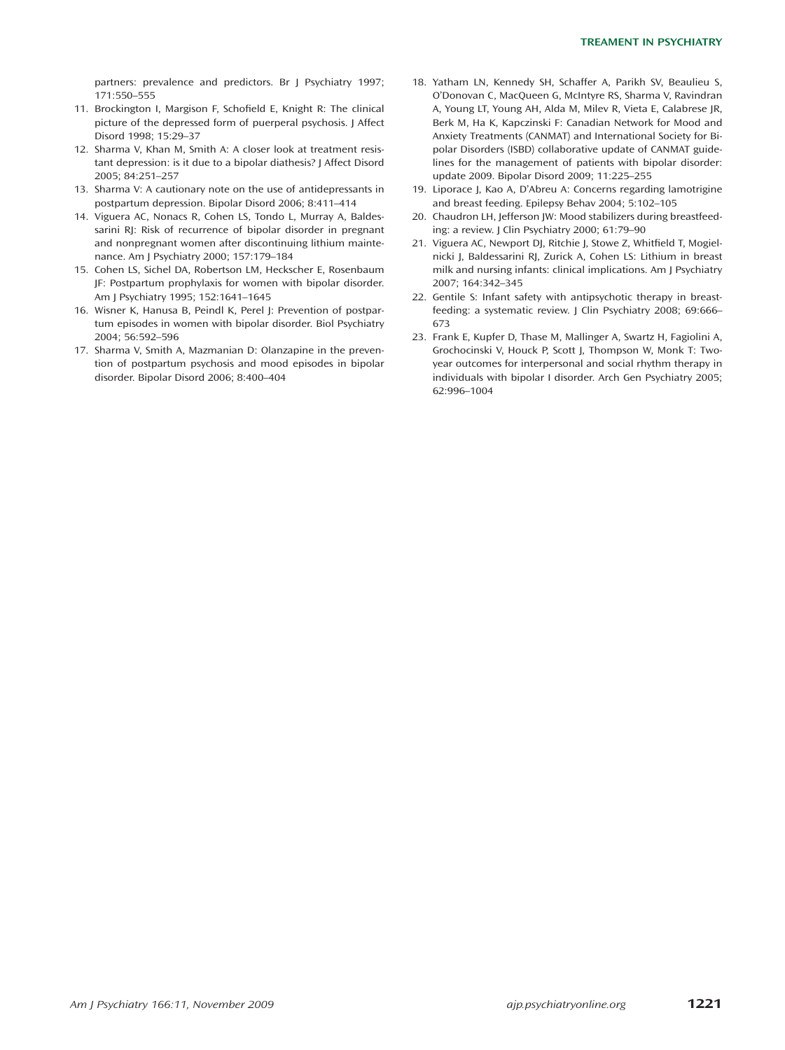partners: prevalence and predictors. Br J Psychiatry 1997; 171:550–555

11. Brockington I, Margison F, Schofield E, Knight R: The clinical picture of the depressed form of puerperal psychosis. J Affect Disord 1998; 15:29–37
12. Sharma V, Khan M, Smith A: A closer look at treatment resistant depression: is it due to a bipolar diathesis? J Affect Disord 2005; 84:251–257
13. Sharma V: A cautionary note on the use of antidepressants in postpartum depression. Bipolar Disord 2006; 8:411–414
14. Viguera AC, Nonacs R, Cohen LS, Tondo L, Murray A, Baldessarini RJ: Risk of recurrence of bipolar disorder in pregnant and nonpregnant women after discontinuing lithium maintenance. Am J Psychiatry 2000; 157:179–184
15. Cohen LS, Sichel DA, Robertson LM, Heckscher E, Rosenbaum JF: Postpartum prophylaxis for women with bipolar disorder. Am J Psychiatry 1995; 152:1641–1645
16. Wisner K, Hanusa B, Peindl K, Perel J: Prevention of postpartum episodes in women with bipolar disorder. Biol Psychiatry 2004; 56:592–596
17. Sharma V, Smith A, Mazmanian D: Olanzapine in the prevention of postpartum psychosis and mood episodes in bipolar disorder. Bipolar Disord 2006; 8:400–404
18. Yatham LN, Kennedy SH, Schaffer A, Parikh SV, Beaulieu S, O'Donovan C, MacQueen G, McIntyre RS, Sharma V, Ravindran A, Young LT, Young AH, Alda M, Milev R, Vieta E, Calabrese JR, Berk M, Ha K, Kapczinski F: Canadian Network for Mood and Anxiety Treatments (CANMAT) and International Society for Bipolar Disorders (ISBD) collaborative update of CANMAT guidelines for the management of patients with bipolar disorder: update 2009. Bipolar Disord 2009; 11:225–255
19. Liporace J, Kao A, D'Abreu A: Concerns regarding lamotrigine and breast feeding. Epilepsy Behav 2004; 5:102–105
20. Chaudron LH, Jefferson JW: Mood stabilizers during breastfeeding: a review. J Clin Psychiatry 2000; 61:79–90
21. Viguera AC, Newport DJ, Ritchie J, Stowe Z, Whitfield T, Mogielnicki J, Baldessarini RJ, Zurick A, Cohen LS: Lithium in breast milk and nursing infants: clinical implications. Am J Psychiatry 2007; 164:342–345
22. Gentile S: Infant safety with antipsychotic therapy in breastfeeding: a systematic review. J Clin Psychiatry 2008; 69:666–673
23. Frank E, Kupfer D, Thase M, Mallinger A, Swartz H, Fagiolini A, Grochocinski V, Houck P, Scott J, Thompson W, Monk T: Two-year outcomes for interpersonal and social rhythm therapy in individuals with bipolar I disorder. Arch Gen Psychiatry 2005; 62:996–1004